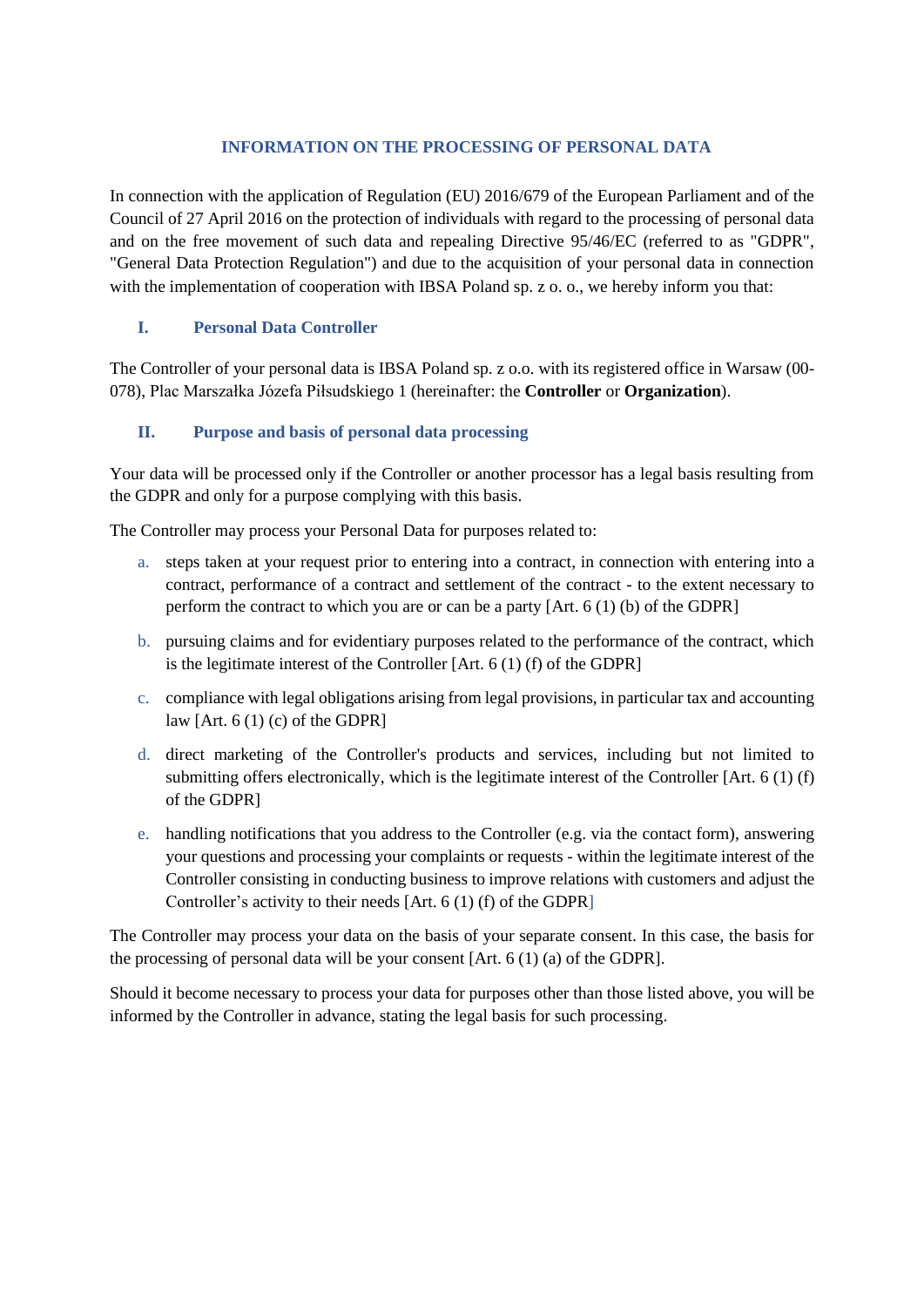# INFORMATION ON THE PROCESSING OF PERSONAL DATA

In connection with the application of Regulation (EU) 2016/679 of the European Parliament and of the Council of 27 April 2016 on the protection of individuals with regard to the processing of personal data and on the free movement of such data and repealing Directive 95/46/EC (referred to as "GDPR", "General Data Protection Regulation") and due to the acquisition of your personal data in connection with the implementation of cooperation with IBSA Poland sp. z o. o., we hereby inform you that:

## I. Personal Data Controller

The Controller of your personal data is IBSA Poland sp. z o.o. with its registered office in Warsaw (00-078), Plac Marszałka Józefa Piłsudskiego 1 (hereinafter: the **Controller** or **Organization**).

## II. Purpose and basis of personal data processing

Your data will be processed only if the Controller or another processor has a legal basis resulting from the GDPR and only for a purpose complying with this basis.

The Controller may process your Personal Data for purposes related to:

a. steps taken at your request prior to entering into a contract, in connection with entering into a contract, performance of a contract and settlement of the contract - to the extent necessary to perform the contract to which you are or can be a party [Art. 6 (1) (b) of the GDPR]

b. pursuing claims and for evidentiary purposes related to the performance of the contract, which is the legitimate interest of the Controller [Art. 6 (1) (f) of the GDPR]

c. compliance with legal obligations arising from legal provisions, in particular tax and accounting law [Art. 6 (1) (c) of the GDPR]

d. direct marketing of the Controller's products and services, including but not limited to submitting offers electronically, which is the legitimate interest of the Controller [Art. 6 (1) (f) of the GDPR]

e. handling notifications that you address to the Controller (e.g. via the contact form), answering your questions and processing your complaints or requests - within the legitimate interest of the Controller consisting in conducting business to improve relations with customers and adjust the Controller's activity to their needs [Art. 6 (1) (f) of the GDPR]

The Controller may process your data on the basis of your separate consent. In this case, the basis for the processing of personal data will be your consent [Art. 6 (1) (a) of the GDPR].

Should it become necessary to process your data for purposes other than those listed above, you will be informed by the Controller in advance, stating the legal basis for such processing.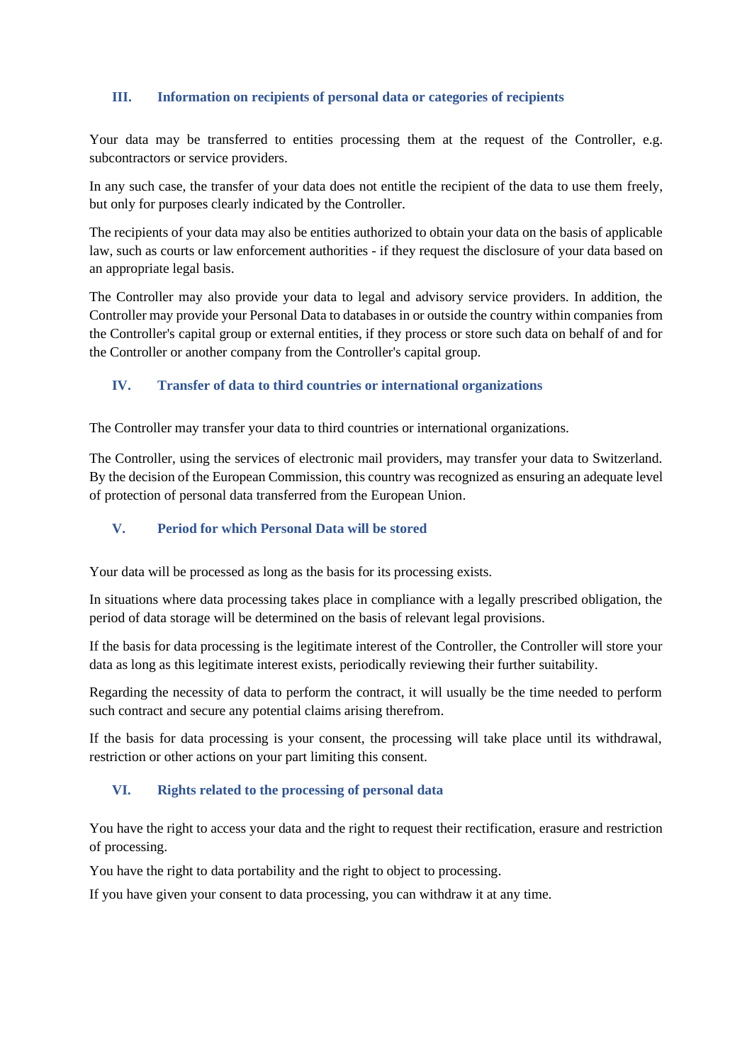## III. Information on recipients of personal data or categories of recipients

Your data may be transferred to entities processing them at the request of the Controller, e.g. subcontractors or service providers.

In any such case, the transfer of your data does not entitle the recipient of the data to use them freely, but only for purposes clearly indicated by the Controller.

The recipients of your data may also be entities authorized to obtain your data on the basis of applicable law, such as courts or law enforcement authorities - if they request the disclosure of your data based on an appropriate legal basis.

The Controller may also provide your data to legal and advisory service providers. In addition, the Controller may provide your Personal Data to databases in or outside the country within companies from the Controller's capital group or external entities, if they process or store such data on behalf of and for the Controller or another company from the Controller's capital group.

## IV. Transfer of data to third countries or international organizations

The Controller may transfer your data to third countries or international organizations.

The Controller, using the services of electronic mail providers, may transfer your data to Switzerland. By the decision of the European Commission, this country was recognized as ensuring an adequate level of protection of personal data transferred from the European Union.

## V. Period for which Personal Data will be stored

Your data will be processed as long as the basis for its processing exists.

In situations where data processing takes place in compliance with a legally prescribed obligation, the period of data storage will be determined on the basis of relevant legal provisions.

If the basis for data processing is the legitimate interest of the Controller, the Controller will store your data as long as this legitimate interest exists, periodically reviewing their further suitability.

Regarding the necessity of data to perform the contract, it will usually be the time needed to perform such contract and secure any potential claims arising therefrom.

If the basis for data processing is your consent, the processing will take place until its withdrawal, restriction or other actions on your part limiting this consent.

## VI. Rights related to the processing of personal data

You have the right to access your data and the right to request their rectification, erasure and restriction of processing.

You have the right to data portability and the right to object to processing.

If you have given your consent to data processing, you can withdraw it at any time.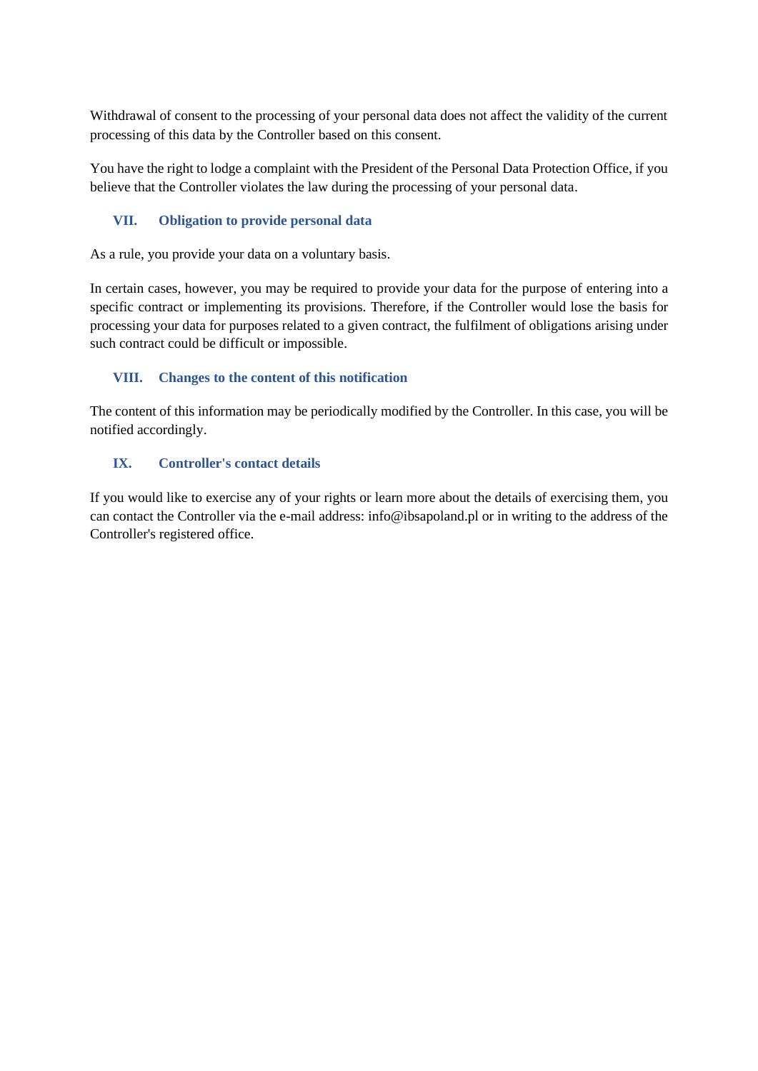Withdrawal of consent to the processing of your personal data does not affect the validity of the current processing of this data by the Controller based on this consent.

You have the right to lodge a complaint with the President of the Personal Data Protection Office, if you believe that the Controller violates the law during the processing of your personal data.

## VII. Obligation to provide personal data

As a rule, you provide your data on a voluntary basis.

In certain cases, however, you may be required to provide your data for the purpose of entering into a specific contract or implementing its provisions. Therefore, if the Controller would lose the basis for processing your data for purposes related to a given contract, the fulfilment of obligations arising under such contract could be difficult or impossible.

## VIII. Changes to the content of this notification

The content of this information may be periodically modified by the Controller. In this case, you will be notified accordingly.

## IX. Controller's contact details

If you would like to exercise any of your rights or learn more about the details of exercising them, you can contact the Controller via the e-mail address: info@ibsapoland.pl or in writing to the address of the Controller's registered office.